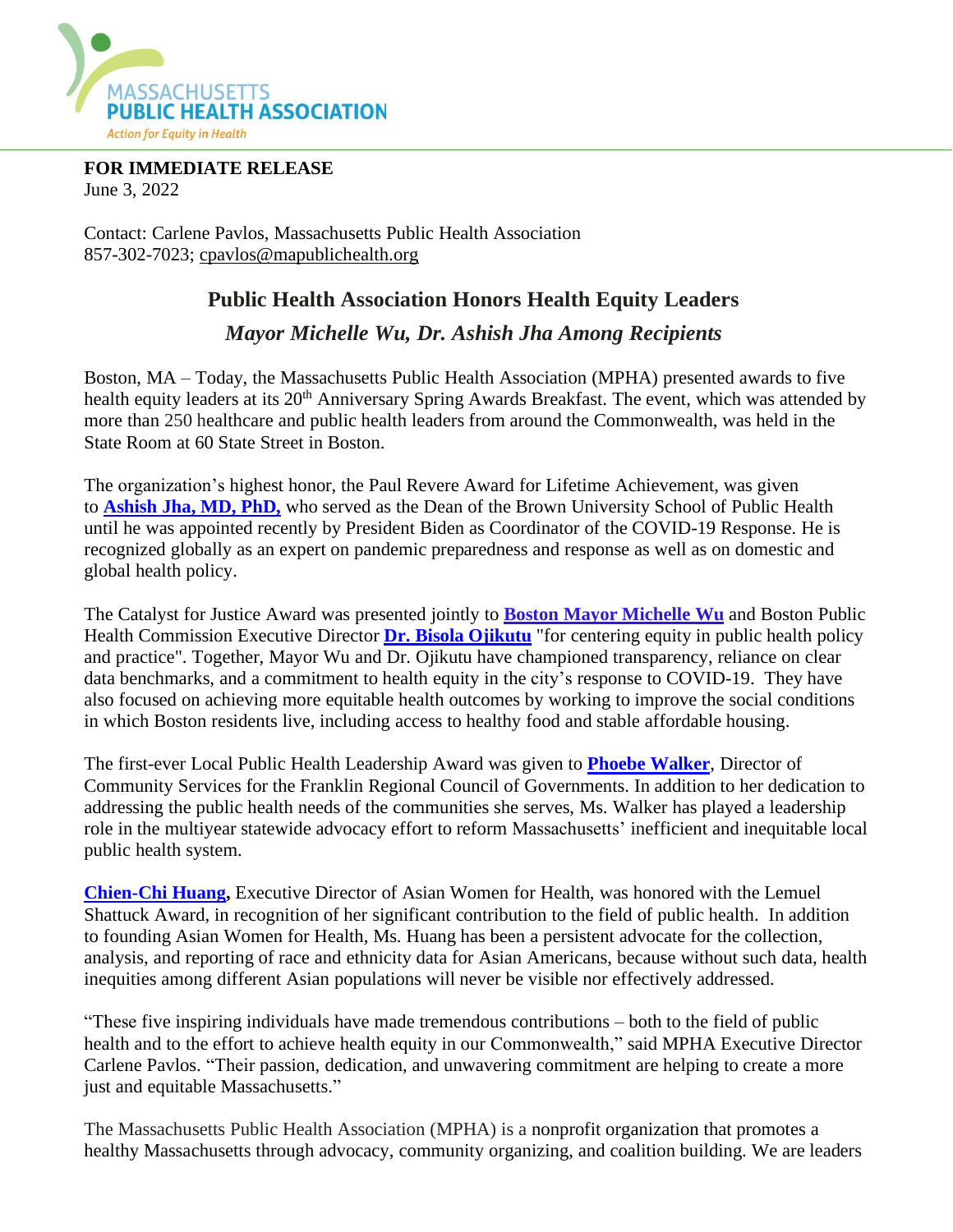MASSACHUSETTS PUBLIC HEALTH ASSOCIATION
*Action for Equity in Health*

**FOR IMMEDIATE RELEASE**
June 3, 2022

Contact: Carlene Pavlos, Massachusetts Public Health Association
857-302-7023; cpavlos@mapublichealth.org

## Public Health Association Honors Health Equity Leaders

### *Mayor Michelle Wu, Dr. Ashish Jha Among Recipients*

Boston, MA – Today, the Massachusetts Public Health Association (MPHA) presented awards to five health equity leaders at its 20th Anniversary Spring Awards Breakfast. The event, which was attended by more than 250 healthcare and public health leaders from around the Commonwealth, was held in the State Room at 60 State Street in Boston.

The organization's highest honor, the Paul Revere Award for Lifetime Achievement, was given to **Ashish Jha, MD, PhD,** who served as the Dean of the Brown University School of Public Health until he was appointed recently by President Biden as Coordinator of the COVID-19 Response. He is recognized globally as an expert on pandemic preparedness and response as well as on domestic and global health policy.

The Catalyst for Justice Award was presented jointly to **Boston Mayor Michelle Wu** and Boston Public Health Commission Executive Director **Dr. Bisola Ojikutu** "for centering equity in public health policy and practice". Together, Mayor Wu and Dr. Ojikutu have championed transparency, reliance on clear data benchmarks, and a commitment to health equity in the city's response to COVID-19. They have also focused on achieving more equitable health outcomes by working to improve the social conditions in which Boston residents live, including access to healthy food and stable affordable housing.

The first-ever Local Public Health Leadership Award was given to **Phoebe Walker**, Director of Community Services for the Franklin Regional Council of Governments. In addition to her dedication to addressing the public health needs of the communities she serves, Ms. Walker has played a leadership role in the multiyear statewide advocacy effort to reform Massachusetts' inefficient and inequitable local public health system.

**Chien-Chi Huang,** Executive Director of Asian Women for Health, was honored with the Lemuel Shattuck Award, in recognition of her significant contribution to the field of public health. In addition to founding Asian Women for Health, Ms. Huang has been a persistent advocate for the collection, analysis, and reporting of race and ethnicity data for Asian Americans, because without such data, health inequities among different Asian populations will never be visible nor effectively addressed.

"These five inspiring individuals have made tremendous contributions – both to the field of public health and to the effort to achieve health equity in our Commonwealth," said MPHA Executive Director Carlene Pavlos. "Their passion, dedication, and unwavering commitment are helping to create a more just and equitable Massachusetts."

The Massachusetts Public Health Association (MPHA) is a nonprofit organization that promotes a healthy Massachusetts through advocacy, community organizing, and coalition building. We are leaders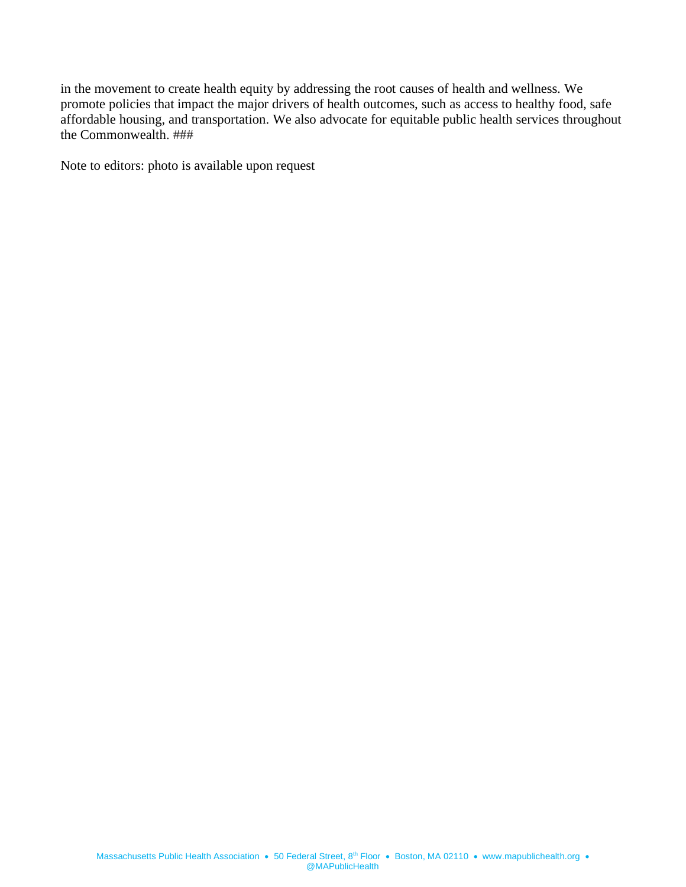in the movement to create health equity by addressing the root causes of health and wellness. We promote policies that impact the major drivers of health outcomes, such as access to healthy food, safe affordable housing, and transportation. We also advocate for equitable public health services throughout the Commonwealth. ###

Note to editors: photo is available upon request